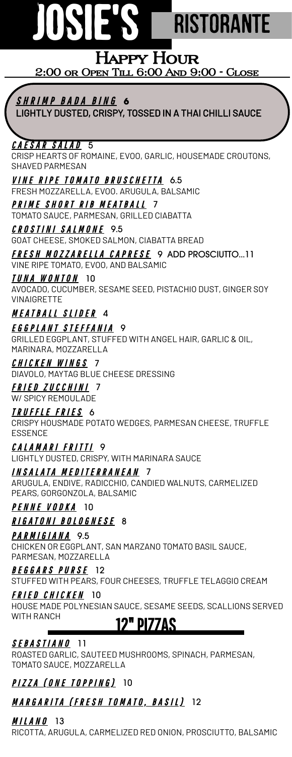# JOSIE'S RISTORANTE

## Happy Hour

2:00 or Open Till 6:00 And 9:00 - Close

***SHRIMP BADA BING*** **6**
**LIGHTLY DUSTED, CRISPY, TOSSED IN A THAI CHILLI SAUCE**

***CAESAR SALAD*** 5
CRISP HEARTS OF ROMAINE, EVOO, GARLIC, HOUSEMADE CROUTONS, SHAVED PARMESAN

***VINE RIPE TOMATO BRUSCHETTA*** 6.5
FRESH MOZZARELLA, EVOO. ARUGULA, BALSAMIC

***PRIME SHORT RIB MEATBALL*** 7
TOMATO SAUCE, PARMESAN, GRILLED CIABATTA

***CROSTINI SALMONE*** 9.5
GOAT CHEESE, SMOKED SALMON, CIABATTA BREAD

***FRESH MOZZARELLA CAPRESE*** 9 ADD PROSCIUTTO...11
VINE RIPE TOMATO, EVOO, AND BALSAMIC

***TUNA WONTON*** 10
AVOCADO, CUCUMBER, SESAME SEED, PISTACHIO DUST, GINGER SOY VINAIGRETTE

***MEATBALL SLIDER*** 4

***EGGPLANT STEFFANIA*** 9
GRILLED EGGPLANT, STUFFED WITH ANGEL HAIR, GARLIC & OIL, MARINARA, MOZZARELLA

***CHICKEN WINGS*** 7
DIAVOLO, MAYTAG BLUE CHEESE DRESSING

***FRIED ZUCCHINI*** 7
W/ SPICY REMOULADE

***TRUFFLE FRIES*** 6
CRISPY HOUSMADE POTATO WEDGES, PARMESAN CHEESE, TRUFFLE ESSENCE

***CALAMARI FRITTI*** 9
LIGHTLY DUSTED, CRISPY, WITH MARINARA SAUCE

***INSALATA MEDITERRANEAN*** 7
ARUGULA, ENDIVE, RADICCHIO, CANDIED WALNUTS, CARMELIZED PEARS, GORGONZOLA, BALSAMIC

***PENNE VODKA*** 10

***RIGATONI BOLOGNESE*** 8

***PARMIGIANA*** 9.5
CHICKEN OR EGGPLANT, SAN MARZANO TOMATO BASIL SAUCE, PARMESAN, MOZZARELLA

***BEGGARS PURSE*** 12
STUFFED WITH PEARS, FOUR CHEESES, TRUFFLE TELAGGIO CREAM

***FRIED CHICKEN*** 10
HOUSE MADE POLYNESIAN SAUCE, SESAME SEEDS, SCALLIONS SERVED WITH RANCH

## 12" PIZZAS

***SEBASTIANO*** 11
ROASTED GARLIC, SAUTEED MUSHROOMS, SPINACH, PARMESAN, TOMATO SAUCE, MOZZARELLA

***PIZZA (ONE TOPPING)*** 10

***MARGARITA (FRESH TOMATO, BASIL)*** 12

***MILANO*** 13
RICOTTA, ARUGULA, CARMELIZED RED ONION, PROSCIUTTO, BALSAMIC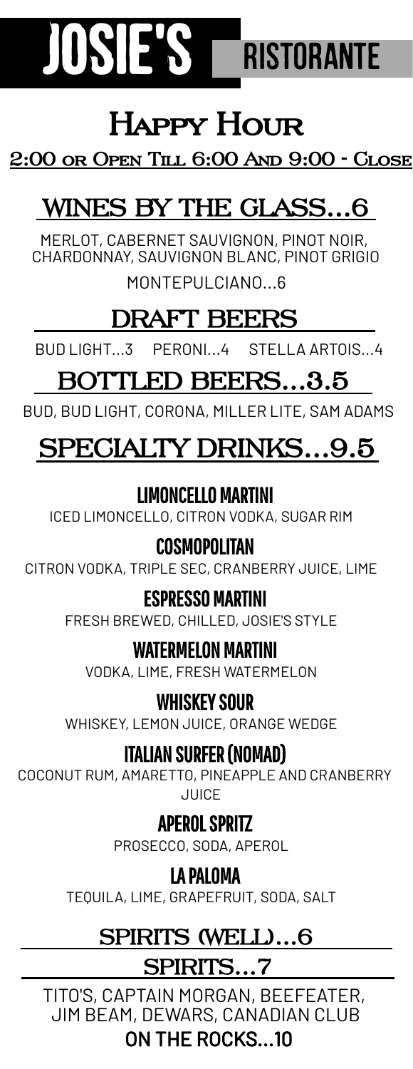# JOSIE'S RISTORANTE

## Happy Hour

**2:00 or Open Till 6:00 And 9:00 - Close**

## WINES BY THE GLASS...6

MERLOT, CABERNET SAUVIGNON, PINOT NOIR, CHARDONNAY, SAUVIGNON BLANC, PINOT GRIGIO

MONTEPULCIANO...6

## DRAFT BEERS

BUD LIGHT...3 PERONI...4 STELLA ARTOIS...4

## BOTTLED BEERS...3.5

BUD, BUD LIGHT, CORONA, MILLER LITE, SAM ADAMS

## SPECIALTY DRINKS...9.5

### LIMONCELLO MARTINI

ICED LIMONCELLO, CITRON VODKA, SUGAR RIM

### COSMOPOLITAN

CITRON VODKA, TRIPLE SEC, CRANBERRY JUICE, LIME

### ESPRESSO MARTINI

FRESH BREWED, CHILLED, JOSIE'S STYLE

### WATERMELON MARTINI

VODKA, LIME, FRESH WATERMELON

### WHISKEY SOUR

WHISKEY, LEMON JUICE, ORANGE WEDGE

### ITALIAN SURFER (NOMAD)

COCONUT RUM, AMARETTO, PINEAPPLE AND CRANBERRY JUICE

### APEROL SPRITZ

PROSECCO, SODA, APEROL

### LA PALOMA

TEQUILA, LIME, GRAPEFRUIT, SODA, SALT

## SPIRITS (WELL)...6

## SPIRITS...7

TITO'S, CAPTAIN MORGAN, BEEFEATER, JIM BEAM, DEWARS, CANADIAN CLUB

**ON THE ROCKS...10**